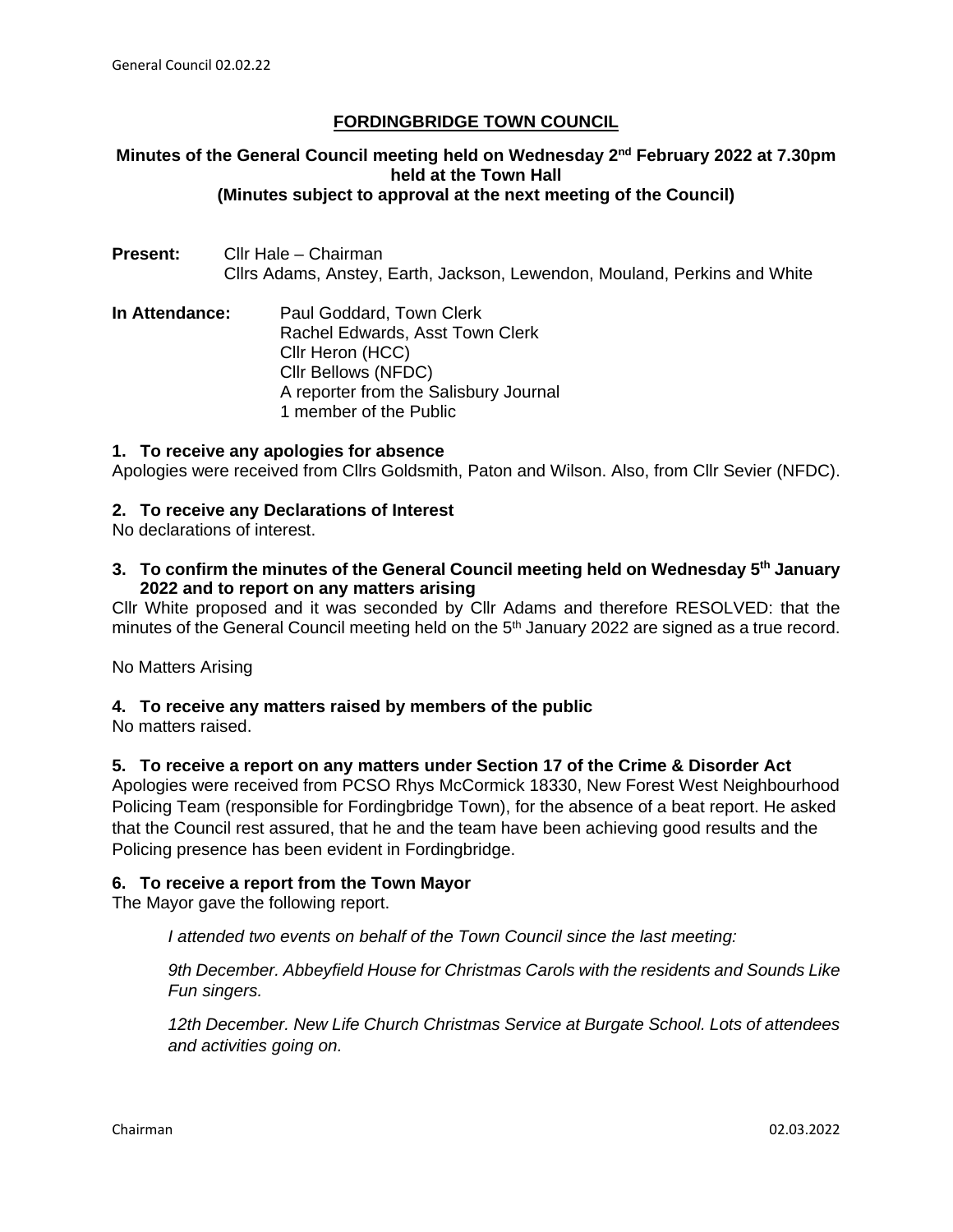# FORDINGBRIDGE TOWN COUNCIL

**Minutes of the General Council meeting held on Wednesday 2nd February 2022 at 7.30pm held at the Town Hall**
**(Minutes subject to approval at the next meeting of the Council)**

**Present:** Cllr Hale – Chairman
Cllrs Adams, Anstey, Earth, Jackson, Lewendon, Mouland, Perkins and White

**In Attendance:** Paul Goddard, Town Clerk
Rachel Edwards, Asst Town Clerk
Cllr Heron (HCC)
Cllr Bellows (NFDC)
A reporter from the Salisbury Journal
1 member of the Public

### 1. To receive any apologies for absence

Apologies were received from Cllrs Goldsmith, Paton and Wilson. Also, from Cllr Sevier (NFDC).

### 2. To receive any Declarations of Interest

No declarations of interest.

### 3. To confirm the minutes of the General Council meeting held on Wednesday 5th January 2022 and to report on any matters arising

Cllr White proposed and it was seconded by Cllr Adams and therefore RESOLVED: that the minutes of the General Council meeting held on the 5th January 2022 are signed as a true record.

No Matters Arising

### 4. To receive any matters raised by members of the public

No matters raised.

### 5. To receive a report on any matters under Section 17 of the Crime & Disorder Act

Apologies were received from PCSO Rhys McCormick 18330, New Forest West Neighbourhood Policing Team (responsible for Fordingbridge Town), for the absence of a beat report. He asked that the Council rest assured, that he and the team have been achieving good results and the Policing presence has been evident in Fordingbridge.

### 6. To receive a report from the Town Mayor

The Mayor gave the following report.

*I attended two events on behalf of the Town Council since the last meeting:*

*9th December. Abbeyfield House for Christmas Carols with the residents and Sounds Like Fun singers.*

*12th December. New Life Church Christmas Service at Burgate School. Lots of attendees and activities going on.*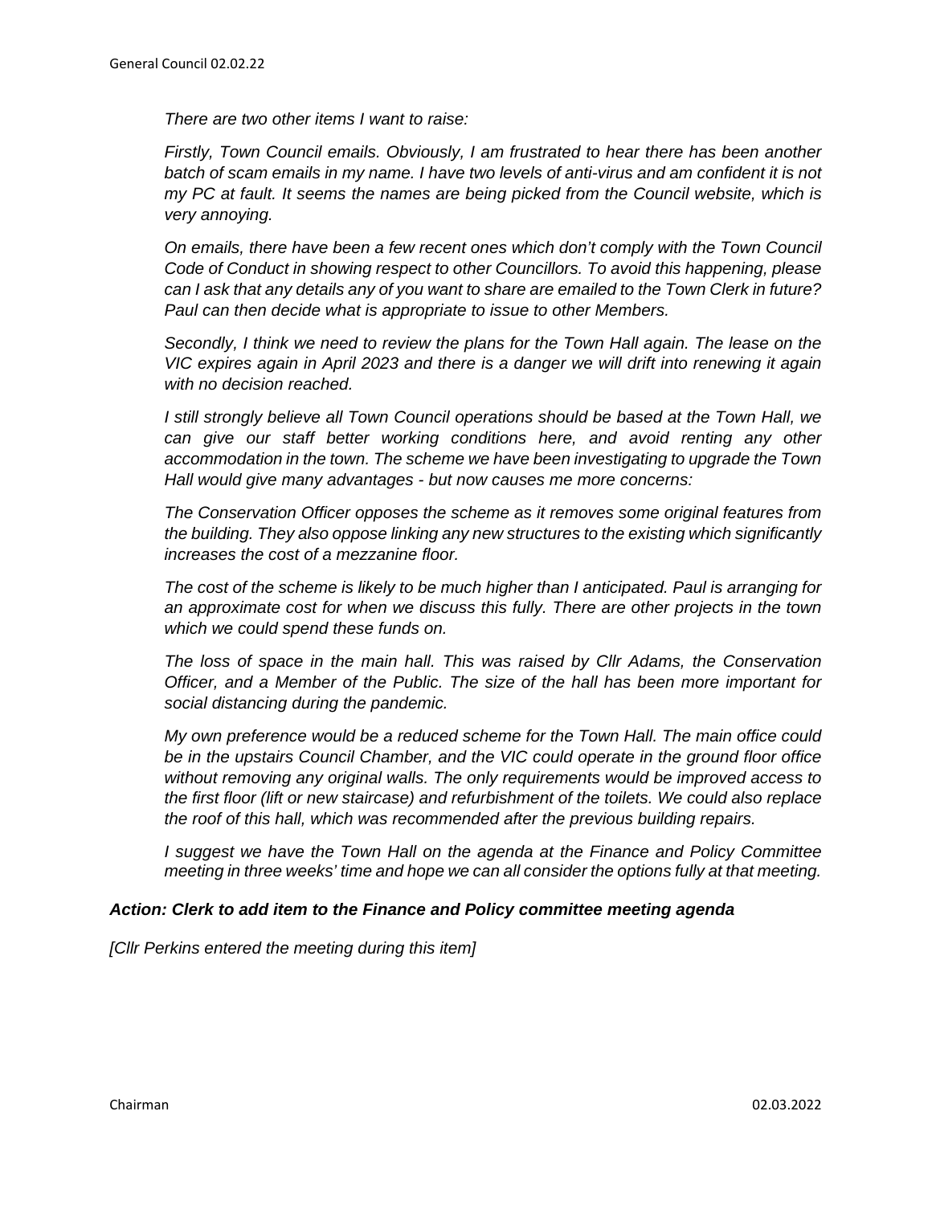*There are two other items I want to raise:*

*Firstly, Town Council emails. Obviously, I am frustrated to hear there has been another batch of scam emails in my name. I have two levels of anti-virus and am confident it is not my PC at fault. It seems the names are being picked from the Council website, which is very annoying.*

*On emails, there have been a few recent ones which don't comply with the Town Council Code of Conduct in showing respect to other Councillors. To avoid this happening, please can I ask that any details any of you want to share are emailed to the Town Clerk in future? Paul can then decide what is appropriate to issue to other Members.*

*Secondly, I think we need to review the plans for the Town Hall again. The lease on the VIC expires again in April 2023 and there is a danger we will drift into renewing it again with no decision reached.*

*I still strongly believe all Town Council operations should be based at the Town Hall, we can give our staff better working conditions here, and avoid renting any other accommodation in the town. The scheme we have been investigating to upgrade the Town Hall would give many advantages - but now causes me more concerns:*

*The Conservation Officer opposes the scheme as it removes some original features from the building. They also oppose linking any new structures to the existing which significantly increases the cost of a mezzanine floor.*

*The cost of the scheme is likely to be much higher than I anticipated. Paul is arranging for an approximate cost for when we discuss this fully. There are other projects in the town which we could spend these funds on.*

*The loss of space in the main hall. This was raised by Cllr Adams, the Conservation Officer, and a Member of the Public. The size of the hall has been more important for social distancing during the pandemic.*

*My own preference would be a reduced scheme for the Town Hall. The main office could be in the upstairs Council Chamber, and the VIC could operate in the ground floor office without removing any original walls. The only requirements would be improved access to the first floor (lift or new staircase) and refurbishment of the toilets. We could also replace the roof of this hall, which was recommended after the previous building repairs.*

*I suggest we have the Town Hall on the agenda at the Finance and Policy Committee meeting in three weeks' time and hope we can all consider the options fully at that meeting.*

***Action: Clerk to add item to the Finance and Policy committee meeting agenda***

*[Cllr Perkins entered the meeting during this item]*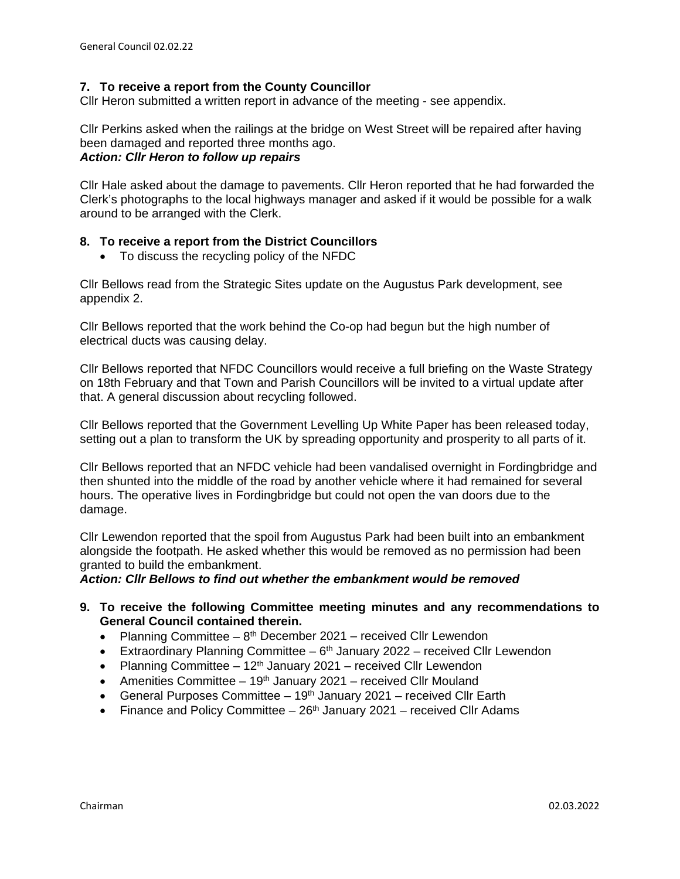## 7. To receive a report from the County Councillor

Cllr Heron submitted a written report in advance of the meeting - see appendix.

Cllr Perkins asked when the railings at the bridge on West Street will be repaired after having been damaged and reported three months ago.
***Action: Cllr Heron to follow up repairs***

Cllr Hale asked about the damage to pavements. Cllr Heron reported that he had forwarded the Clerk's photographs to the local highways manager and asked if it would be possible for a walk around to be arranged with the Clerk.

## 8. To receive a report from the District Councillors

- To discuss the recycling policy of the NFDC

Cllr Bellows read from the Strategic Sites update on the Augustus Park development, see appendix 2.

Cllr Bellows reported that the work behind the Co-op had begun but the high number of electrical ducts was causing delay.

Cllr Bellows reported that NFDC Councillors would receive a full briefing on the Waste Strategy on 18th February and that Town and Parish Councillors will be invited to a virtual update after that. A general discussion about recycling followed.

Cllr Bellows reported that the Government Levelling Up White Paper has been released today, setting out a plan to transform the UK by spreading opportunity and prosperity to all parts of it.

Cllr Bellows reported that an NFDC vehicle had been vandalised overnight in Fordingbridge and then shunted into the middle of the road by another vehicle where it had remained for several hours. The operative lives in Fordingbridge but could not open the van doors due to the damage.

Cllr Lewendon reported that the spoil from Augustus Park had been built into an embankment alongside the footpath. He asked whether this would be removed as no permission had been granted to build the embankment.
***Action: Cllr Bellows to find out whether the embankment would be removed***

## 9. To receive the following Committee meeting minutes and any recommendations to General Council contained therein.

- Planning Committee – 8th December 2021 – received Cllr Lewendon
- Extraordinary Planning Committee – 6th January 2022 – received Cllr Lewendon
- Planning Committee – 12th January 2021 – received Cllr Lewendon
- Amenities Committee – 19th January 2021 – received Cllr Mouland
- General Purposes Committee – 19th January 2021 – received Cllr Earth
- Finance and Policy Committee – 26th January 2021 – received Cllr Adams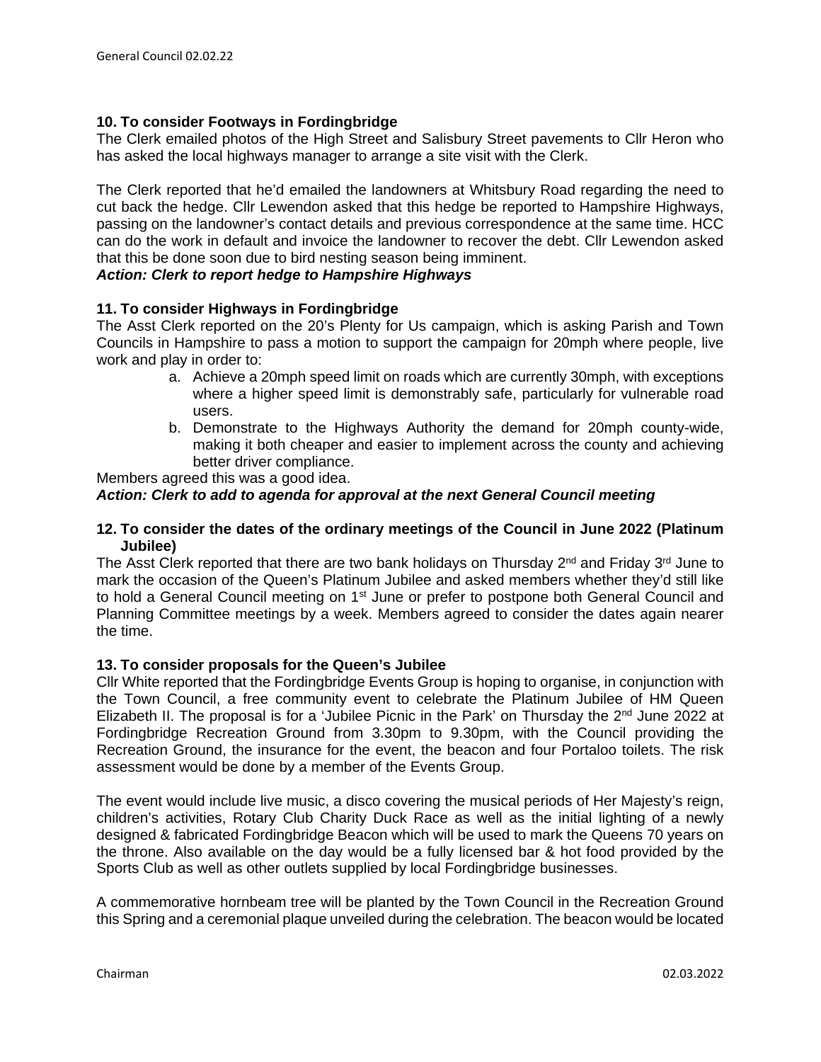### 10. To consider Footways in Fordingbridge

The Clerk emailed photos of the High Street and Salisbury Street pavements to Cllr Heron who has asked the local highways manager to arrange a site visit with the Clerk.

The Clerk reported that he'd emailed the landowners at Whitsbury Road regarding the need to cut back the hedge. Cllr Lewendon asked that this hedge be reported to Hampshire Highways, passing on the landowner's contact details and previous correspondence at the same time. HCC can do the work in default and invoice the landowner to recover the debt. Cllr Lewendon asked that this be done soon due to bird nesting season being imminent.

***Action: Clerk to report hedge to Hampshire Highways***

### 11. To consider Highways in Fordingbridge

The Asst Clerk reported on the 20's Plenty for Us campaign, which is asking Parish and Town Councils in Hampshire to pass a motion to support the campaign for 20mph where people, live work and play in order to:

a. Achieve a 20mph speed limit on roads which are currently 30mph, with exceptions where a higher speed limit is demonstrably safe, particularly for vulnerable road users.
b. Demonstrate to the Highways Authority the demand for 20mph county-wide, making it both cheaper and easier to implement across the county and achieving better driver compliance.

Members agreed this was a good idea.

***Action: Clerk to add to agenda for approval at the next General Council meeting***

### 12. To consider the dates of the ordinary meetings of the Council in June 2022 (Platinum Jubilee)

The Asst Clerk reported that there are two bank holidays on Thursday 2nd and Friday 3rd June to mark the occasion of the Queen's Platinum Jubilee and asked members whether they'd still like to hold a General Council meeting on 1st June or prefer to postpone both General Council and Planning Committee meetings by a week. Members agreed to consider the dates again nearer the time.

### 13. To consider proposals for the Queen's Jubilee

Cllr White reported that the Fordingbridge Events Group is hoping to organise, in conjunction with the Town Council, a free community event to celebrate the Platinum Jubilee of HM Queen Elizabeth II. The proposal is for a 'Jubilee Picnic in the Park' on Thursday the 2nd June 2022 at Fordingbridge Recreation Ground from 3.30pm to 9.30pm, with the Council providing the Recreation Ground, the insurance for the event, the beacon and four Portaloo toilets. The risk assessment would be done by a member of the Events Group.

The event would include live music, a disco covering the musical periods of Her Majesty's reign, children's activities, Rotary Club Charity Duck Race as well as the initial lighting of a newly designed & fabricated Fordingbridge Beacon which will be used to mark the Queens 70 years on the throne. Also available on the day would be a fully licensed bar & hot food provided by the Sports Club as well as other outlets supplied by local Fordingbridge businesses.

A commemorative hornbeam tree will be planted by the Town Council in the Recreation Ground this Spring and a ceremonial plaque unveiled during the celebration. The beacon would be located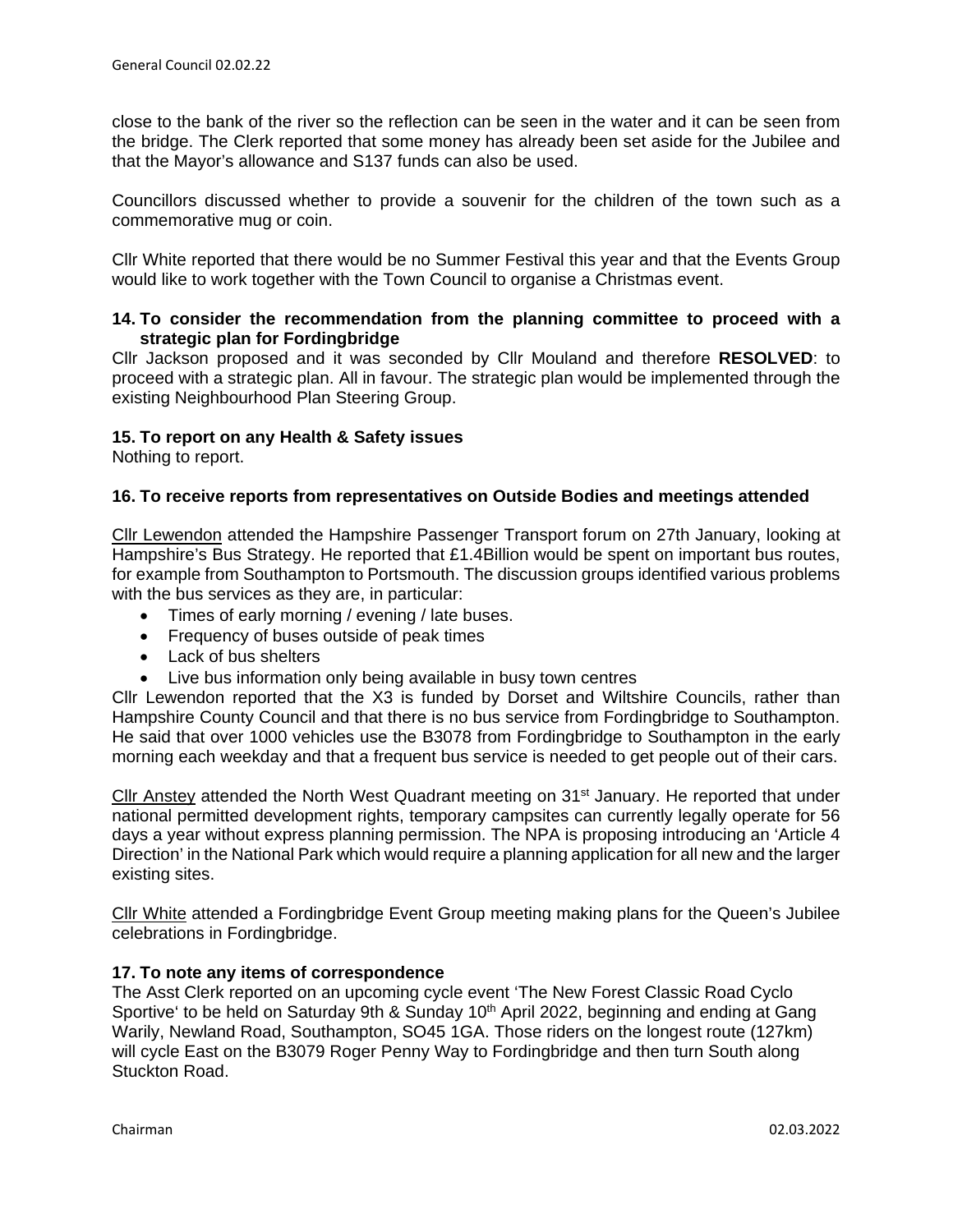close to the bank of the river so the reflection can be seen in the water and it can be seen from the bridge. The Clerk reported that some money has already been set aside for the Jubilee and that the Mayor's allowance and S137 funds can also be used.

Councillors discussed whether to provide a souvenir for the children of the town such as a commemorative mug or coin.

Cllr White reported that there would be no Summer Festival this year and that the Events Group would like to work together with the Town Council to organise a Christmas event.

**14. To consider the recommendation from the planning committee to proceed with a strategic plan for Fordingbridge**

Cllr Jackson proposed and it was seconded by Cllr Mouland and therefore **RESOLVED**: to proceed with a strategic plan. All in favour. The strategic plan would be implemented through the existing Neighbourhood Plan Steering Group.

**15. To report on any Health & Safety issues**

Nothing to report.

**16. To receive reports from representatives on Outside Bodies and meetings attended**

Cllr Lewendon attended the Hampshire Passenger Transport forum on 27th January, looking at Hampshire's Bus Strategy. He reported that £1.4Billion would be spent on important bus routes, for example from Southampton to Portsmouth. The discussion groups identified various problems with the bus services as they are, in particular:

- Times of early morning / evening / late buses.
- Frequency of buses outside of peak times
- Lack of bus shelters
- Live bus information only being available in busy town centres

Cllr Lewendon reported that the X3 is funded by Dorset and Wiltshire Councils, rather than Hampshire County Council and that there is no bus service from Fordingbridge to Southampton. He said that over 1000 vehicles use the B3078 from Fordingbridge to Southampton in the early morning each weekday and that a frequent bus service is needed to get people out of their cars.

Cllr Anstey attended the North West Quadrant meeting on 31st January. He reported that under national permitted development rights, temporary campsites can currently legally operate for 56 days a year without express planning permission. The NPA is proposing introducing an 'Article 4 Direction' in the National Park which would require a planning application for all new and the larger existing sites.

Cllr White attended a Fordingbridge Event Group meeting making plans for the Queen's Jubilee celebrations in Fordingbridge.

**17. To note any items of correspondence**

The Asst Clerk reported on an upcoming cycle event 'The New Forest Classic Road Cyclo Sportive' to be held on Saturday 9th & Sunday 10th April 2022, beginning and ending at Gang Warily, Newland Road, Southampton, SO45 1GA. Those riders on the longest route (127km) will cycle East on the B3079 Roger Penny Way to Fordingbridge and then turn South along Stuckton Road.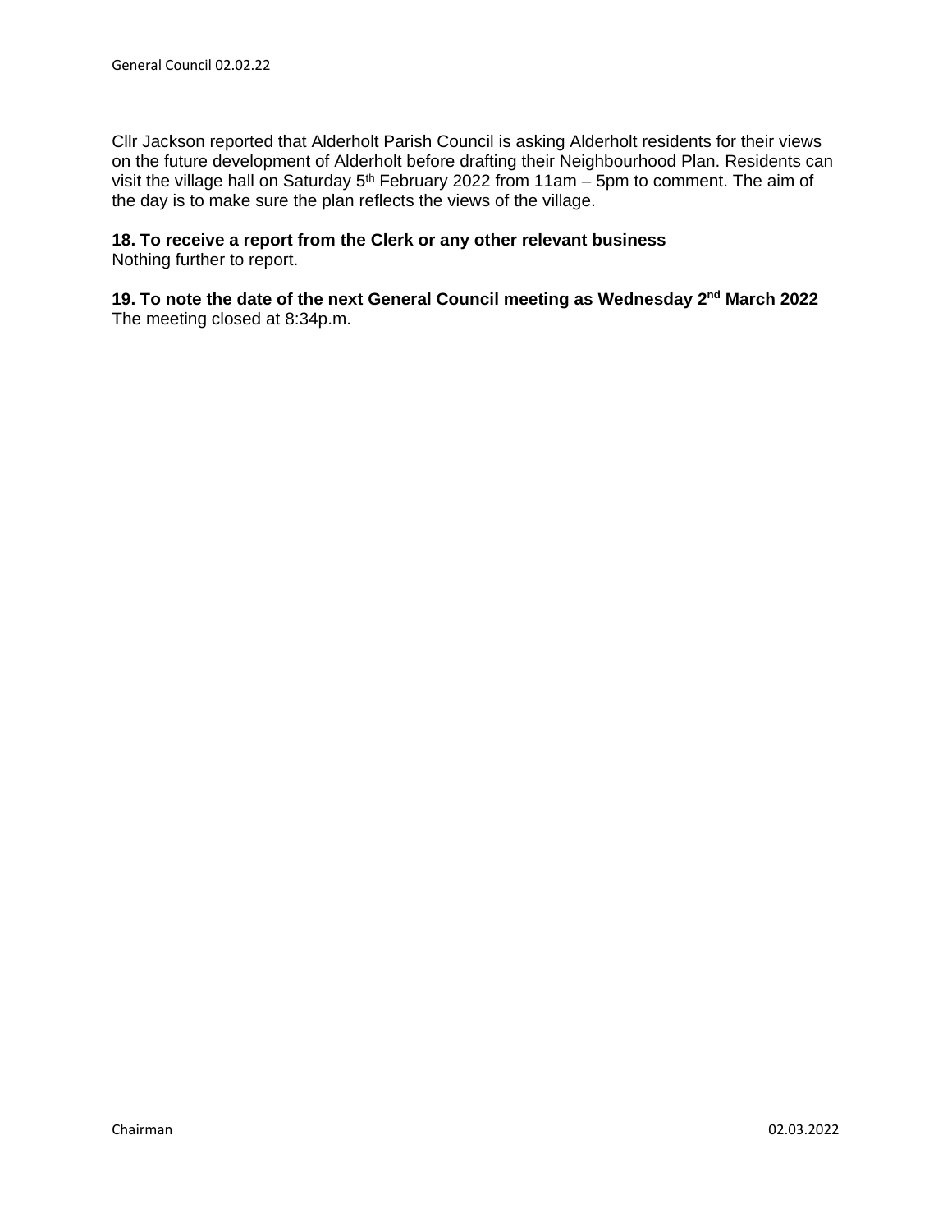Cllr Jackson reported that Alderholt Parish Council is asking Alderholt residents for their views on the future development of Alderholt before drafting their Neighbourhood Plan. Residents can visit the village hall on Saturday 5th February 2022 from 11am – 5pm to comment. The aim of the day is to make sure the plan reflects the views of the village.

**18. To receive a report from the Clerk or any other relevant business**
Nothing further to report.

**19. To note the date of the next General Council meeting as Wednesday 2nd March 2022**
The meeting closed at 8:34p.m.

Chairman 02.03.2022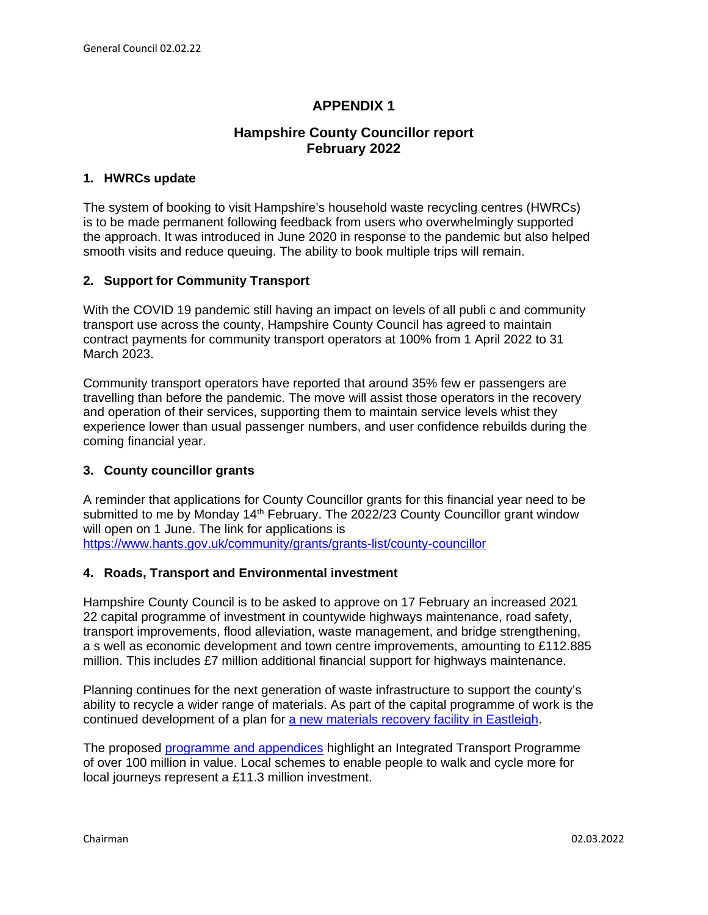# APPENDIX 1

## Hampshire County Councillor report February 2022

### 1. HWRCs update

The system of booking to visit Hampshire's household waste recycling centres (HWRCs) is to be made permanent following feedback from users who overwhelmingly supported the approach. It was introduced in June 2020 in response to the pandemic but also helped smooth visits and reduce queuing. The ability to book multiple trips will remain.

### 2. Support for Community Transport

With the COVID 19 pandemic still having an impact on levels of all publi c and community transport use across the county, Hampshire County Council has agreed to maintain contract payments for community transport operators at 100% from 1 April 2022 to 31 March 2023.

Community transport operators have reported that around 35% few er passengers are travelling than before the pandemic. The move will assist those operators in the recovery and operation of their services, supporting them to maintain service levels whist they experience lower than usual passenger numbers, and user confidence rebuilds during the coming financial year.

### 3. County councillor grants

A reminder that applications for County Councillor grants for this financial year need to be submitted to me by Monday 14th February. The 2022/23 County Councillor grant window will open on 1 June. The link for applications is [https://www.hants.gov.uk/community/grants/grants-list/county-councillor](https://www.hants.gov.uk/community/grants/grants-list/county-councillor)

### 4. Roads, Transport and Environmental investment

Hampshire County Council is to be asked to approve on 17 February an increased 2021 22 capital programme of investment in countywide highways maintenance, road safety, transport improvements, flood alleviation, waste management, and bridge strengthening, a s well as economic development and town centre improvements, amounting to £112.885 million. This includes £7 million additional financial support for highways maintenance.

Planning continues for the next generation of waste infrastructure to support the county's ability to recycle a wider range of materials. As part of the capital programme of work is the continued development of a plan for a new materials recovery facility in Eastleigh.

The proposed programme and appendices highlight an Integrated Transport Programme of over 100 million in value. Local schemes to enable people to walk and cycle more for local journeys represent a £11.3 million investment.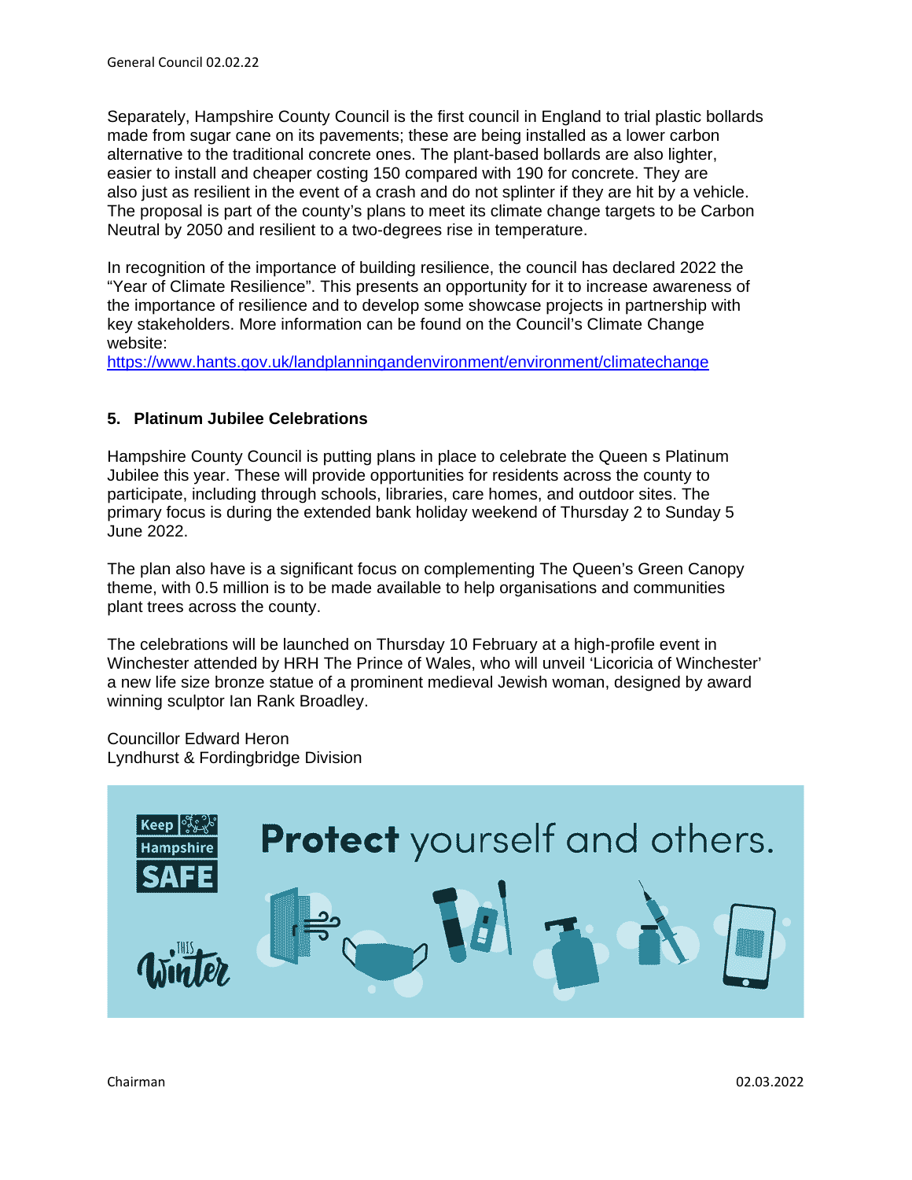Separately, Hampshire County Council is the first council in England to trial plastic bollards made from sugar cane on its pavements; these are being installed as a lower carbon alternative to the traditional concrete ones. The plant-based bollards are also lighter, easier to install and cheaper costing 150 compared with 190 for concrete. They are also just as resilient in the event of a crash and do not splinter if they are hit by a vehicle. The proposal is part of the county's plans to meet its climate change targets to be Carbon Neutral by 2050 and resilient to a two-degrees rise in temperature.

In recognition of the importance of building resilience, the council has declared 2022 the "Year of Climate Resilience". This presents an opportunity for it to increase awareness of the importance of resilience and to develop some showcase projects in partnership with key stakeholders. More information can be found on the Council's Climate Change website:
https://www.hants.gov.uk/landplanningandenvironment/environment/climatechange

## 5. Platinum Jubilee Celebrations

Hampshire County Council is putting plans in place to celebrate the Queen s Platinum Jubilee this year. These will provide opportunities for residents across the county to participate, including through schools, libraries, care homes, and outdoor sites. The primary focus is during the extended bank holiday weekend of Thursday 2 to Sunday 5 June 2022.

The plan also have is a significant focus on complementing The Queen's Green Canopy theme, with 0.5 million is to be made available to help organisations and communities plant trees across the county.

The celebrations will be launched on Thursday 10 February at a high-profile event in Winchester attended by HRH The Prince of Wales, who will unveil 'Licoricia of Winchester' a new life size bronze statue of a prominent medieval Jewish woman, designed by award winning sculptor Ian Rank Broadley.

Councillor Edward Heron
Lyndhurst & Fordingbridge Division

Keep Hampshire SAFE THIS Winter — Protect yourself and others.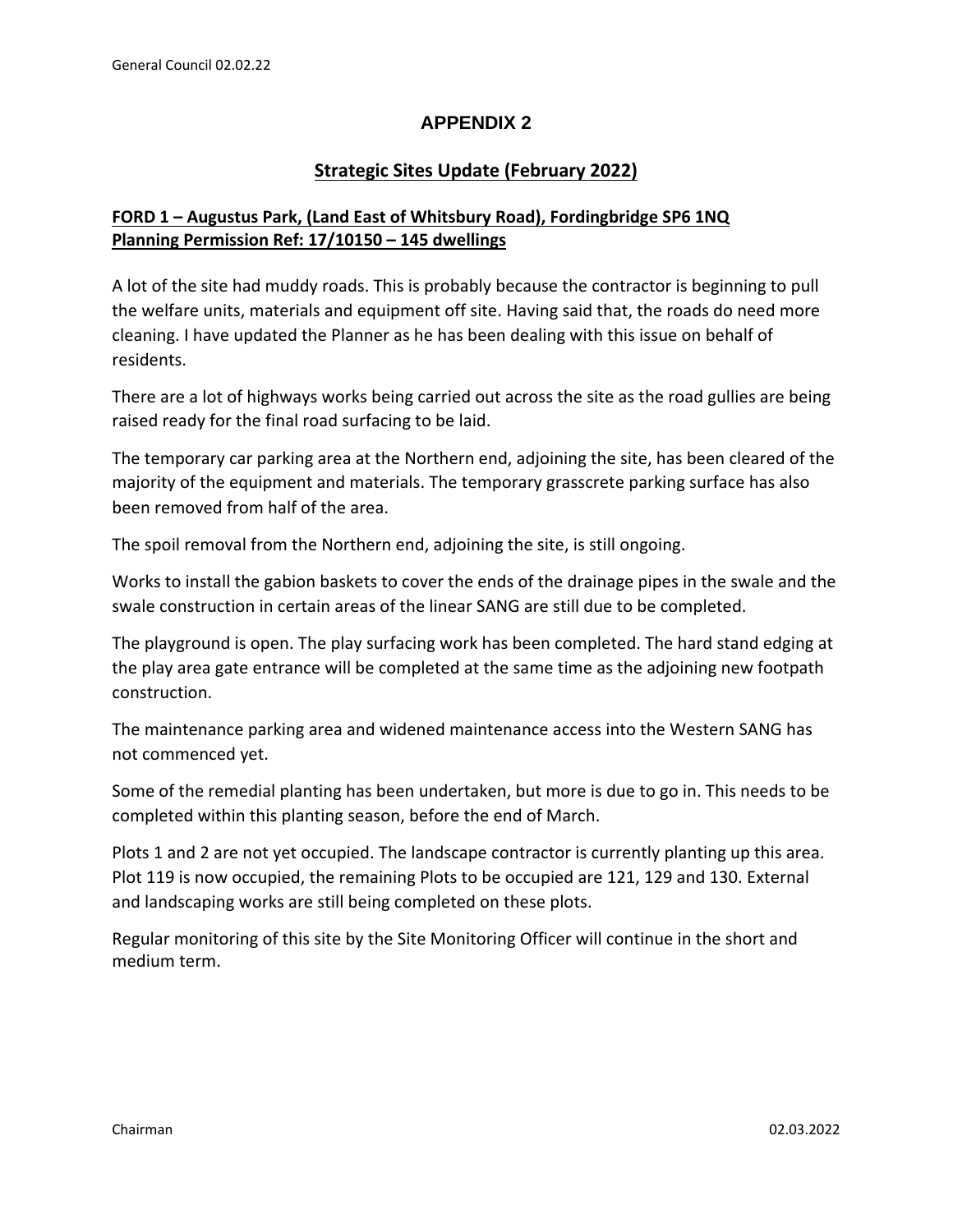# APPENDIX 2

## Strategic Sites Update (February 2022)

### FORD 1 – Augustus Park, (Land East of Whitsbury Road), Fordingbridge SP6 1NQ Planning Permission Ref: 17/10150 – 145 dwellings

A lot of the site had muddy roads. This is probably because the contractor is beginning to pull the welfare units, materials and equipment off site. Having said that, the roads do need more cleaning. I have updated the Planner as he has been dealing with this issue on behalf of residents.

There are a lot of highways works being carried out across the site as the road gullies are being raised ready for the final road surfacing to be laid.

The temporary car parking area at the Northern end, adjoining the site, has been cleared of the majority of the equipment and materials. The temporary grasscrete parking surface has also been removed from half of the area.

The spoil removal from the Northern end, adjoining the site, is still ongoing.

Works to install the gabion baskets to cover the ends of the drainage pipes in the swale and the swale construction in certain areas of the linear SANG are still due to be completed.

The playground is open. The play surfacing work has been completed. The hard stand edging at the play area gate entrance will be completed at the same time as the adjoining new footpath construction.

The maintenance parking area and widened maintenance access into the Western SANG has not commenced yet.

Some of the remedial planting has been undertaken, but more is due to go in. This needs to be completed within this planting season, before the end of March.

Plots 1 and 2 are not yet occupied. The landscape contractor is currently planting up this area. Plot 119 is now occupied, the remaining Plots to be occupied are 121, 129 and 130. External and landscaping works are still being completed on these plots.

Regular monitoring of this site by the Site Monitoring Officer will continue in the short and medium term.